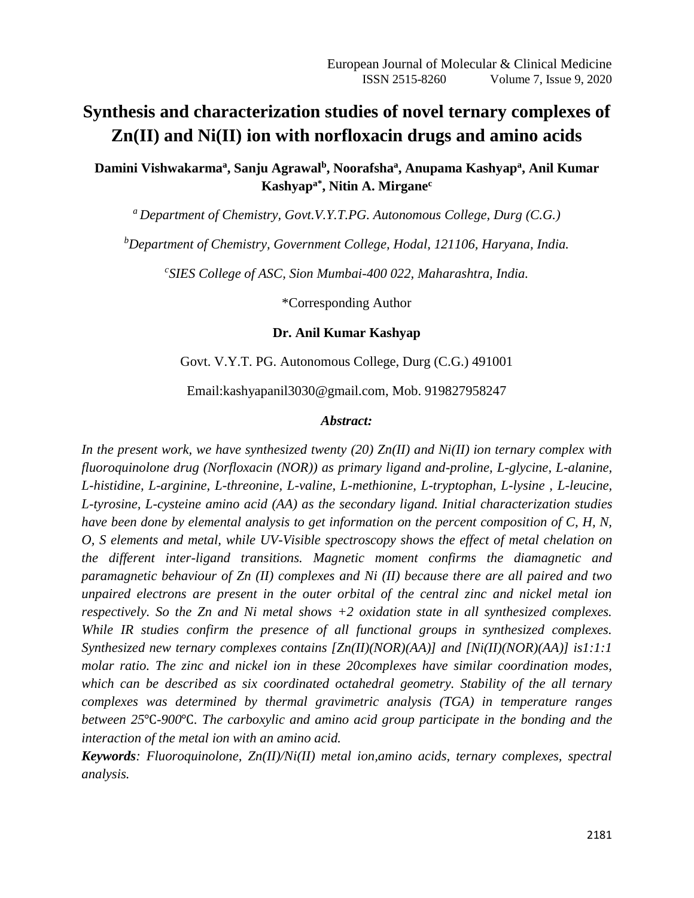# Synthesis and characterization studies of novel ternary complexes of Zn(II) and Ni(II) ion with norfloxacin drugs and amino acids

**Damini Vishwakarma[a], Sanju Agrawal[b], Noorafsha[a], Anupama Kashyap[a], Anil Kumar Kashyap[a*], Nitin A. Mirgane[c]**

[a] *Department of Chemistry, Govt.V.Y.T.PG. Autonomous College, Durg (C.G.)*

[b] *Department of Chemistry, Government College, Hodal, 121106, Haryana, India.*

[c] *SIES College of ASC, Sion Mumbai-400 022, Maharashtra, India.*

*Corresponding Author

**Dr. Anil Kumar Kashyap**

Govt. V.Y.T. PG. Autonomous College, Durg (C.G.) 491001

Email:kashyapanil3030@gmail.com, Mob. 919827958247

***Abstract:***

*In the present work, we have synthesized twenty (20) Zn(II) and Ni(II) ion ternary complex with fluoroquinolone drug (Norfloxacin (NOR)) as primary ligand and-proline, L-glycine, L-alanine, L-histidine, L-arginine, L-threonine, L-valine, L-methionine, L-tryptophan, L-lysine , L-leucine, L-tyrosine, L-cysteine amino acid (AA) as the secondary ligand. Initial characterization studies have been done by elemental analysis to get information on the percent composition of C, H, N, O, S elements and metal, while UV-Visible spectroscopy shows the effect of metal chelation on the different inter-ligand transitions. Magnetic moment confirms the diamagnetic and paramagnetic behaviour of Zn (II) complexes and Ni (II) because there are all paired and two unpaired electrons are present in the outer orbital of the central zinc and nickel metal ion respectively. So the Zn and Ni metal shows +2 oxidation state in all synthesized complexes. While IR studies confirm the presence of all functional groups in synthesized complexes. Synthesized new ternary complexes contains [Zn(II)(NOR)(AA)] and [Ni(II)(NOR)(AA)] is1:1:1 molar ratio. The zinc and nickel ion in these 20complexes have similar coordination modes, which can be described as six coordinated octahedral geometry. Stability of the all ternary complexes was determined by thermal gravimetric analysis (TGA) in temperature ranges between 25℃-900℃. The carboxylic and amino acid group participate in the bonding and the interaction of the metal ion with an amino acid.*

***Keywords****: Fluoroquinolone, Zn(II)/Ni(II) metal ion,amino acids, ternary complexes, spectral analysis.*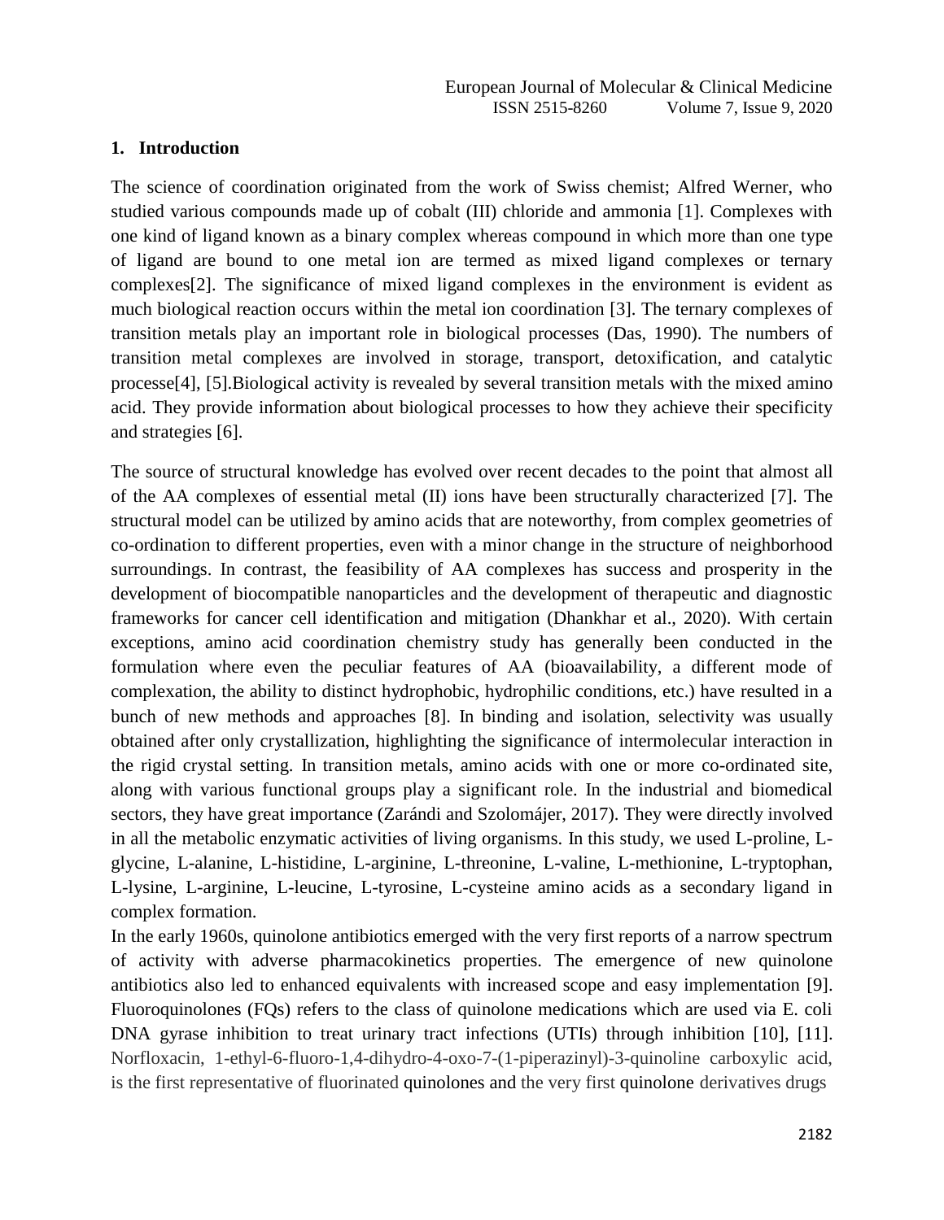## 1. Introduction

The science of coordination originated from the work of Swiss chemist; Alfred Werner, who studied various compounds made up of cobalt (III) chloride and ammonia [1]. Complexes with one kind of ligand known as a binary complex whereas compound in which more than one type of ligand are bound to one metal ion are termed as mixed ligand complexes or ternary complexes[2]. The significance of mixed ligand complexes in the environment is evident as much biological reaction occurs within the metal ion coordination [3]. The ternary complexes of transition metals play an important role in biological processes (Das, 1990). The numbers of transition metal complexes are involved in storage, transport, detoxification, and catalytic processe[4], [5].Biological activity is revealed by several transition metals with the mixed amino acid. They provide information about biological processes to how they achieve their specificity and strategies [6].

The source of structural knowledge has evolved over recent decades to the point that almost all of the AA complexes of essential metal (II) ions have been structurally characterized [7]. The structural model can be utilized by amino acids that are noteworthy, from complex geometries of co-ordination to different properties, even with a minor change in the structure of neighborhood surroundings. In contrast, the feasibility of AA complexes has success and prosperity in the development of biocompatible nanoparticles and the development of therapeutic and diagnostic frameworks for cancer cell identification and mitigation (Dhankhar et al., 2020). With certain exceptions, amino acid coordination chemistry study has generally been conducted in the formulation where even the peculiar features of AA (bioavailability, a different mode of complexation, the ability to distinct hydrophobic, hydrophilic conditions, etc.) have resulted in a bunch of new methods and approaches [8]. In binding and isolation, selectivity was usually obtained after only crystallization, highlighting the significance of intermolecular interaction in the rigid crystal setting. In transition metals, amino acids with one or more co-ordinated site, along with various functional groups play a significant role. In the industrial and biomedical sectors, they have great importance (Zarándi and Szolomájer, 2017). They were directly involved in all the metabolic enzymatic activities of living organisms. In this study, we used L-proline, L-glycine, L-alanine, L-histidine, L-arginine, L-threonine, L-valine, L-methionine, L-tryptophan, L-lysine, L-arginine, L-leucine, L-tyrosine, L-cysteine amino acids as a secondary ligand in complex formation.

In the early 1960s, quinolone antibiotics emerged with the very first reports of a narrow spectrum of activity with adverse pharmacokinetics properties. The emergence of new quinolone antibiotics also led to enhanced equivalents with increased scope and easy implementation [9]. Fluoroquinolones (FQs) refers to the class of quinolone medications which are used via E. coli DNA gyrase inhibition to treat urinary tract infections (UTIs) through inhibition [10], [11]. Norfloxacin, 1-ethyl-6-fluoro-1,4-dihydro-4-oxo-7-(1-piperazinyl)-3-quinoline carboxylic acid, is the first representative of fluorinated quinolones and the very first quinolone derivatives drugs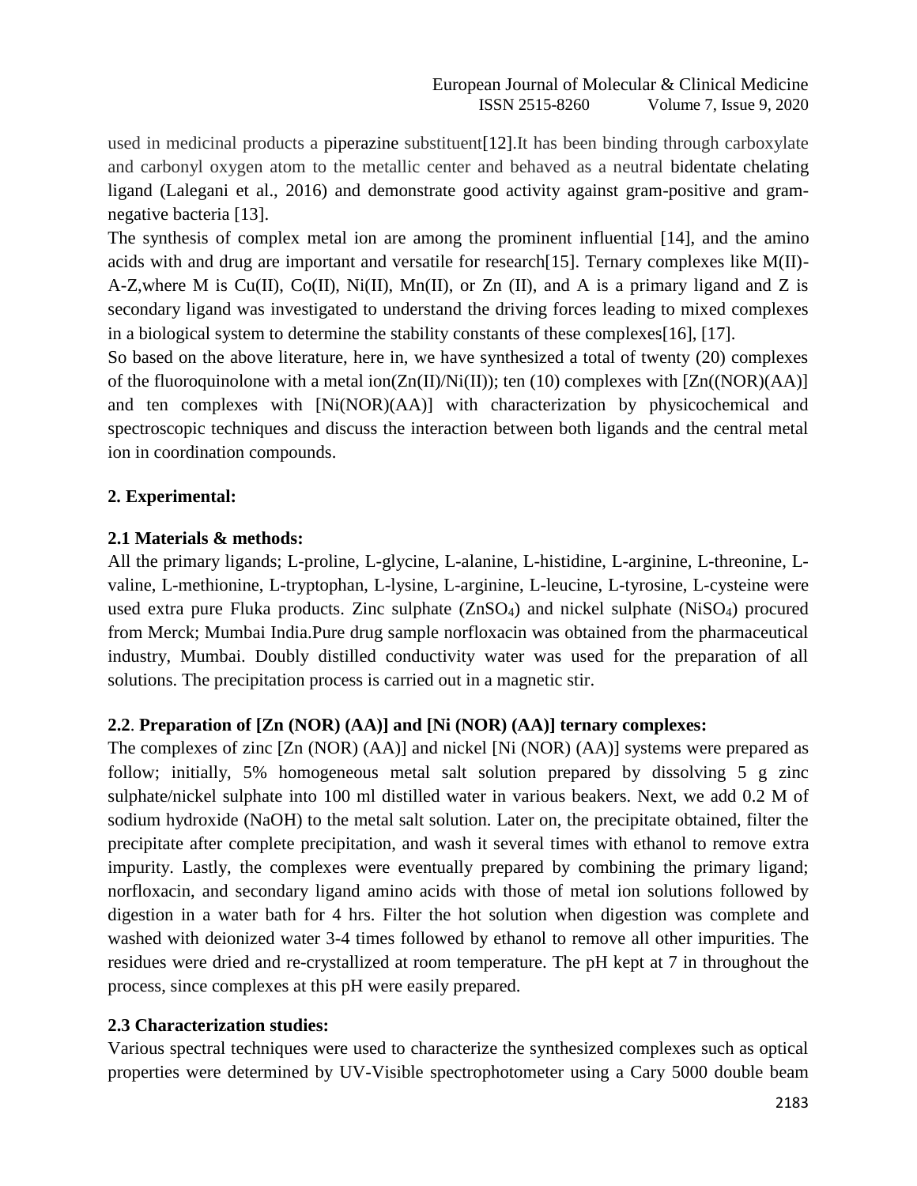used in medicinal products a piperazine substituent[12].It has been binding through carboxylate and carbonyl oxygen atom to the metallic center and behaved as a neutral bidentate chelating ligand (Lalegani et al., 2016) and demonstrate good activity against gram-positive and gram-negative bacteria [13].

The synthesis of complex metal ion are among the prominent influential [14], and the amino acids with and drug are important and versatile for research[15]. Ternary complexes like M(II)-A-Z,where M is Cu(II), Co(II), Ni(II), Mn(II), or Zn (II), and A is a primary ligand and Z is secondary ligand was investigated to understand the driving forces leading to mixed complexes in a biological system to determine the stability constants of these complexes[16], [17].

So based on the above literature, here in, we have synthesized a total of twenty (20) complexes of the fluoroquinolone with a metal ion(Zn(II)/Ni(II)); ten (10) complexes with [Zn((NOR)(AA)] and ten complexes with [Ni(NOR)(AA)] with characterization by physicochemical and spectroscopic techniques and discuss the interaction between both ligands and the central metal ion in coordination compounds.

## 2. Experimental:

### 2.1 Materials & methods:

All the primary ligands; L-proline, L-glycine, L-alanine, L-histidine, L-arginine, L-threonine, L-valine, L-methionine, L-tryptophan, L-lysine, L-arginine, L-leucine, L-tyrosine, L-cysteine were used extra pure Fluka products. Zinc sulphate ($ZnSO_4$) and nickel sulphate ($NiSO_4$) procured from Merck; Mumbai India.Pure drug sample norfloxacin was obtained from the pharmaceutical industry, Mumbai. Doubly distilled conductivity water was used for the preparation of all solutions. The precipitation process is carried out in a magnetic stir.

### 2.2. Preparation of [Zn (NOR) (AA)] and [Ni (NOR) (AA)] ternary complexes:

The complexes of zinc [Zn (NOR) (AA)] and nickel [Ni (NOR) (AA)] systems were prepared as follow; initially, 5% homogeneous metal salt solution prepared by dissolving 5 g zinc sulphate/nickel sulphate into 100 ml distilled water in various beakers. Next, we add 0.2 M of sodium hydroxide (NaOH) to the metal salt solution. Later on, the precipitate obtained, filter the precipitate after complete precipitation, and wash it several times with ethanol to remove extra impurity. Lastly, the complexes were eventually prepared by combining the primary ligand; norfloxacin, and secondary ligand amino acids with those of metal ion solutions followed by digestion in a water bath for 4 hrs. Filter the hot solution when digestion was complete and washed with deionized water 3-4 times followed by ethanol to remove all other impurities. The residues were dried and re-crystallized at room temperature. The pH kept at 7 in throughout the process, since complexes at this pH were easily prepared.

### 2.3 Characterization studies:

Various spectral techniques were used to characterize the synthesized complexes such as optical properties were determined by UV-Visible spectrophotometer using a Cary 5000 double beam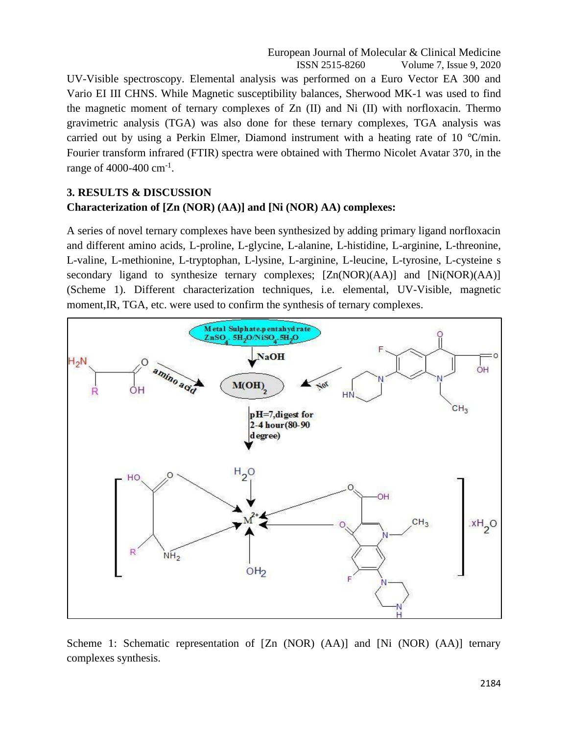UV-Visible spectroscopy. Elemental analysis was performed on a Euro Vector EA 300 and Vario EI III CHNS. While Magnetic susceptibility balances, Sherwood MK-1 was used to find the magnetic moment of ternary complexes of Zn (II) and Ni (II) with norfloxacin. Thermo gravimetric analysis (TGA) was also done for these ternary complexes, TGA analysis was carried out by using a Perkin Elmer, Diamond instrument with a heating rate of 10 ℃/min. Fourier transform infrared (FTIR) spectra were obtained with Thermo Nicolet Avatar 370, in the range of 4000-400 $cm^{-1}$.

## 3. RESULTS & DISCUSSION

### Characterization of [Zn (NOR) (AA)] and [Ni (NOR) AA) complexes:

A series of novel ternary complexes have been synthesized by adding primary ligand norfloxacin and different amino acids, L-proline, L-glycine, L-alanine, L-histidine, L-arginine, L-threonine, L-valine, L-methionine, L-tryptophan, L-lysine, L-arginine, L-leucine, L-tyrosine, L-cysteine s secondary ligand to synthesize ternary complexes; [Zn(NOR)(AA)] and [Ni(NOR)(AA)] (Scheme 1). Different characterization techniques, i.e. elemental, UV-Visible, magnetic moment,IR, TGA, etc. were used to confirm the synthesis of ternary complexes.

Metal Sulphate.pentahydrate $ZnSO_4 \cdot 5H_2O/NiSO_4 \cdot 5H_2O$ → NaOH → $M(OH)_2$ ← amino acid ($H_2N$–CH(R)–COOH); ← Nor

pH=7,digest for 2-4 hour(80-90 degree)

[ $M^{2+}$ with $H_2O$, $OH_2$, amino acid, norfloxacin ] $.xH_2O$

Scheme 1: Schematic representation of [Zn (NOR) (AA)] and [Ni (NOR) (AA)] ternary complexes synthesis.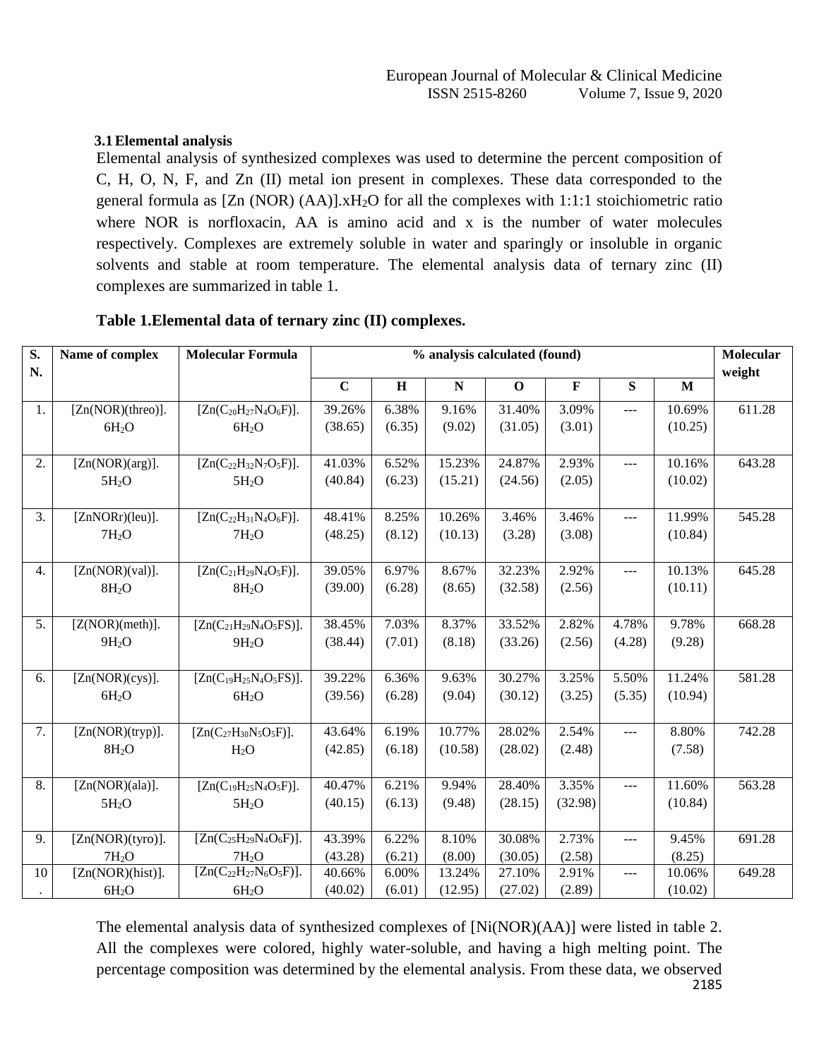### 3.1 Elemental analysis

Elemental analysis of synthesized complexes was used to determine the percent composition of C, H, O, N, F, and Zn (II) metal ion present in complexes. These data corresponded to the general formula as [Zn (NOR) (AA)].x$H_2O$ for all the complexes with 1:1:1 stoichiometric ratio where NOR is norfloxacin, AA is amino acid and x is the number of water molecules respectively. Complexes are extremely soluble in water and sparingly or insoluble in organic solvents and stable at room temperature. The elemental analysis data of ternary zinc (II) complexes are summarized in table 1.

**Table 1.Elemental data of ternary zinc (II) complexes.**

| S. N. | Name of complex | Molecular Formula | % analysis calculated (found) | | | | | | | Molecular weight |
|---|---|---|---|---|---|---|---|---|---|---|
| | | | C | H | N | O | F | S | M | |
| 1. | [Zn(NOR)(threo)]. 6$H_2O$ | [Zn($C_{20}H_{27}N_4O_6F$)]. 6$H_2O$ | 39.26% (38.65) | 6.38% (6.35) | 9.16% (9.02) | 31.40% (31.05) | 3.09% (3.01) | --- | 10.69% (10.25) | 611.28 |
| 2. | [Zn(NOR)(arg)]. 5$H_2O$ | [Zn($C_{22}H_{32}N_7O_5F$)]. 5$H_2O$ | 41.03% (40.84) | 6.52% (6.23) | 15.23% (15.21) | 24.87% (24.56) | 2.93% (2.05) | --- | 10.16% (10.02) | 643.28 |
| 3. | [ZnNORr)(leu)]. 7$H_2O$ | [Zn($C_{22}H_{31}N_4O_6F$)]. 7$H_2O$ | 48.41% (48.25) | 8.25% (8.12) | 10.26% (10.13) | 3.46% (3.28) | 3.46% (3.08) | --- | 11.99% (10.84) | 545.28 |
| 4. | [Zn(NOR)(val)]. 8$H_2O$ | [Zn($C_{21}H_{29}N_4O_5F$)]. 8$H_2O$ | 39.05% (39.00) | 6.97% (6.28) | 8.67% (8.65) | 32.23% (32.58) | 2.92% (2.56) | --- | 10.13% (10.11) | 645.28 |
| 5. | [Z(NOR)(meth)]. 9$H_2O$ | [Zn($C_{21}H_{29}N_4O_5FS$)]. 9$H_2O$ | 38.45% (38.44) | 7.03% (7.01) | 8.37% (8.18) | 33.52% (33.26) | 2.82% (2.56) | 4.78% (4.28) | 9.78% (9.28) | 668.28 |
| 6. | [Zn(NOR)(cys)]. 6$H_2O$ | [Zn($C_{19}H_{25}N_4O_5FS$)]. 6$H_2O$ | 39.22% (39.56) | 6.36% (6.28) | 9.63% (9.04) | 30.27% (30.12) | 3.25% (3.25) | 5.50% (5.35) | 11.24% (10.94) | 581.28 |
| 7. | [Zn(NOR)(tryp)]. 8$H_2O$ | [Zn($C_{27}H_{30}N_5O_5F$)]. $H_2O$ | 43.64% (42.85) | 6.19% (6.18) | 10.77% (10.58) | 28.02% (28.02) | 2.54% (2.48) | --- | 8.80% (7.58) | 742.28 |
| 8. | [Zn(NOR)(ala)]. 5$H_2O$ | [Zn($C_{19}H_{25}N_4O_5F$)]. 5$H_2O$ | 40.47% (40.15) | 6.21% (6.13) | 9.94% (9.48) | 28.40% (28.15) | 3.35% (32.98) | --- | 11.60% (10.84) | 563.28 |
| 9. | [Zn(NOR)(tyro)]. 7$H_2O$ | [Zn($C_{25}H_{29}N_4O_6F$)]. 7$H_2O$ | 43.39% (43.28) | 6.22% (6.21) | 8.10% (8.00) | 30.08% (30.05) | 2.73% (2.58) | --- | 9.45% (8.25) | 691.28 |
| 10. | [Zn(NOR)(hist)]. 6$H_2O$ | [Zn($C_{22}H_{27}N_6O_5F$)]. 6$H_2O$ | 40.66% (40.02) | 6.00% (6.01) | 13.24% (12.95) | 27.10% (27.02) | 2.91% (2.89) | --- | 10.06% (10.02) | 649.28 |

The elemental analysis data of synthesized complexes of [Ni(NOR)(AA)] were listed in table 2. All the complexes were colored, highly water-soluble, and having a high melting point. The percentage composition was determined by the elemental analysis. From these data, we observed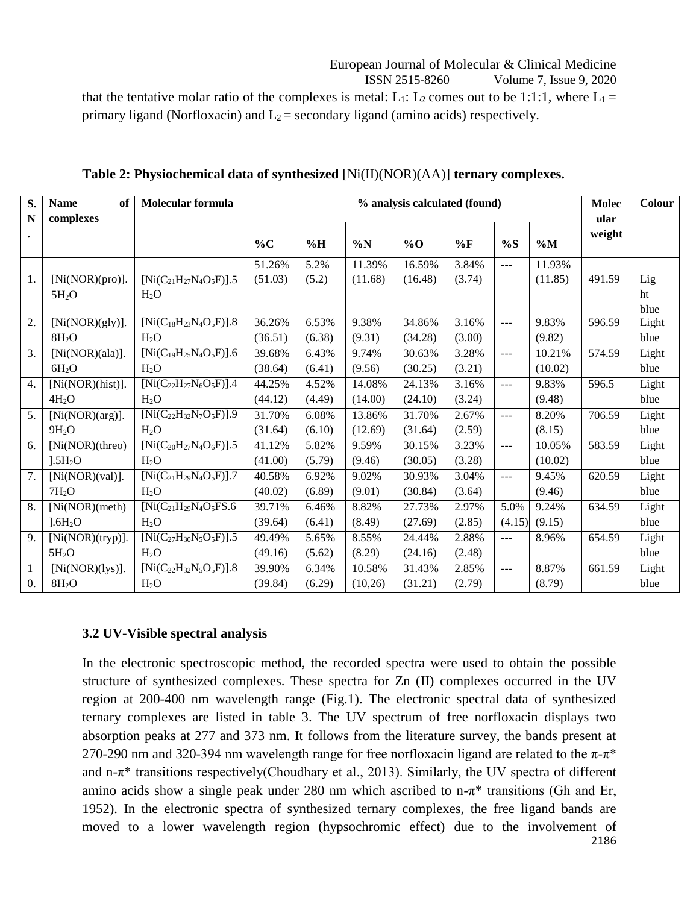that the tentative molar ratio of the complexes is metal: $L_1$: $L_2$ comes out to be 1:1:1, where $L_1$ = primary ligand (Norfloxacin) and $L_2$ = secondary ligand (amino acids) respectively.

**Table 2: Physiochemical data of synthesized [Ni(II)(NOR)(AA)] ternary complexes.**

| S. N. | Name of complexes | Molecular formula | % analysis calculated (found) | | | | | | | Molecular weight | Colour |
|---|---|---|---|---|---|---|---|---|---|---|---|
| | | | %C | %H | %N | %O | %F | %S | %M | | |
| 1. | [Ni(NOR)(pro)].5$H_2O$ | [Ni($C_{21}H_{27}N_4O_5F$)].5$H_2O$ | 51.26% (51.03) | 5.2% (5.2) | 11.39% (11.68) | 16.59% (16.48) | 3.84% (3.74) | --- | 11.93% (11.85) | 491.59 | Light blue |
| 2. | [Ni(NOR)(gly)].8$H_2O$ | [Ni($C_{18}H_{23}N_4O_5F$)].8$H_2O$ | 36.26% (36.51) | 6.53% (6.38) | 9.38% (9.31) | 34.86% (34.28) | 3.16% (3.00) | --- | 9.83% (9.82) | 596.59 | Light blue |
| 3. | [Ni(NOR)(ala)].6$H_2O$ | [Ni($C_{19}H_{25}N_4O_5F$)].6$H_2O$ | 39.68% (38.64) | 6.43% (6.41) | 9.74% (9.56) | 30.63% (30.25) | 3.28% (3.21) | --- | 10.21% (10.02) | 574.59 | Light blue |
| 4. | [Ni(NOR)(hist)].4$H_2O$ | [Ni($C_{22}H_{27}N_6O_5F$)].4$H_2O$ | 44.25% (44.12) | 4.52% (4.49) | 14.08% (14.00) | 24.13% (24.10) | 3.16% (3.24) | --- | 9.83% (9.48) | 596.5 | Light blue |
| 5. | [Ni(NOR)(arg)].9$H_2O$ | [Ni($C_{22}H_{32}N_7O_5F$)].9$H_2O$ | 31.70% (31.64) | 6.08% (6.10) | 13.86% (12.69) | 31.70% (31.64) | 2.67% (2.59) | --- | 8.20% (8.15) | 706.59 | Light blue |
| 6. | [Ni(NOR)(threo)].5$H_2O$ | [Ni($C_{20}H_{27}N_4O_6F$)].5$H_2O$ | 41.12% (41.00) | 5.82% (5.79) | 9.59% (9.46) | 30.15% (30.05) | 3.23% (3.28) | --- | 10.05% (10.02) | 583.59 | Light blue |
| 7. | [Ni(NOR)(val)].7$H_2O$ | [Ni($C_{21}H_{29}N_4O_5F$)].7$H_2O$ | 40.58% (40.02) | 6.92% (6.89) | 9.02% (9.01) | 30.93% (30.84) | 3.04% (3.64) | --- | 9.45% (9.46) | 620.59 | Light blue |
| 8. | [Ni(NOR)(meth)].6$H_2O$ | [Ni($C_{21}H_{29}N_4O_5FS$.6$H_2O$ | 39.71% (39.64) | 6.46% (6.41) | 8.82% (8.49) | 27.73% (27.69) | 2.97% (2.85) | 5.0% (4.15) | 9.24% (9.15) | 634.59 | Light blue |
| 9. | [Ni(NOR)(tryp)].5$H_2O$ | [Ni($C_{27}H_{30}N_5O_5F$)].5$H_2O$ | 49.49% (49.16) | 5.65% (5.62) | 8.55% (8.29) | 24.44% (24.16) | 2.88% (2.48) | --- | 8.96% | 654.59 | Light blue |
| 10. | [Ni(NOR)(lys)].8$H_2O$ | [Ni($C_{22}H_{32}N_5O_5F$)].8$H_2O$ | 39.90% (39.84) | 6.34% (6.29) | 10.58% (10,26) | 31.43% (31.21) | 2.85% (2.79) | --- | 8.87% (8.79) | 661.59 | Light blue |

### 3.2 UV-Visible spectral analysis

In the electronic spectroscopic method, the recorded spectra were used to obtain the possible structure of synthesized complexes. These spectra for Zn (II) complexes occurred in the UV region at 200-400 nm wavelength range (Fig.1). The electronic spectral data of synthesized ternary complexes are listed in table 3. The UV spectrum of free norfloxacin displays two absorption peaks at 277 and 373 nm. It follows from the literature survey, the bands present at 270-290 nm and 320-394 nm wavelength range for free norfloxacin ligand are related to the $\pi$-$\pi^*$ and n-$\pi^*$ transitions respectively(Choudhary et al., 2013). Similarly, the UV spectra of different amino acids show a single peak under 280 nm which ascribed to n-$\pi^*$ transitions (Gh and Er, 1952). In the electronic spectra of synthesized ternary complexes, the free ligand bands are moved to a lower wavelength region (hypsochromic effect) due to the involvement of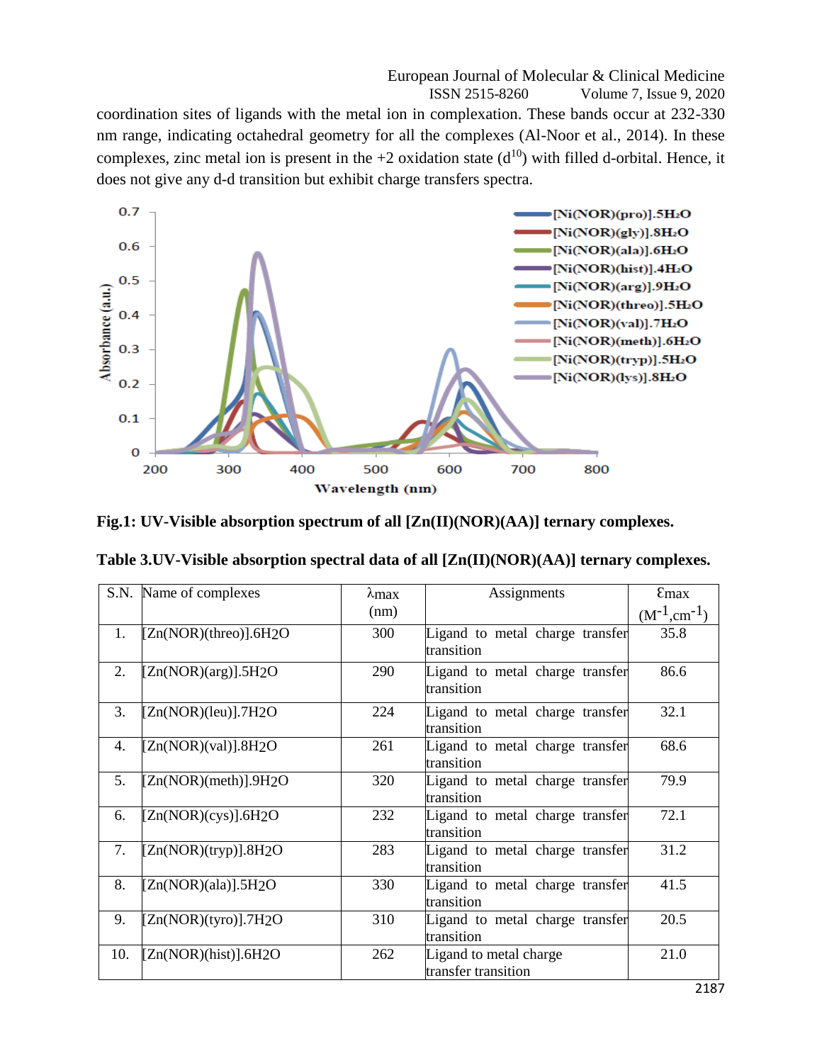coordination sites of ligands with the metal ion in complexation. These bands occur at 232-330 nm range, indicating octahedral geometry for all the complexes (Al-Noor et al., 2014). In these complexes, zinc metal ion is present in the +2 oxidation state ($d^{10}$) with filled d-orbital. Hence, it does not give any d-d transition but exhibit charge transfers spectra.

**Fig.1: UV-Visible absorption spectrum of all [Zn(II)(NOR)(AA)] ternary complexes.**

**Table 3.UV-Visible absorption spectral data of all [Zn(II)(NOR)(AA)] ternary complexes.**

| S.N. | Name of complexes | λmax (nm) | Assignments | Ɛmax ($M^{-1}$,$cm^{-1}$) |
|---|---|---|---|---|
| 1. | [Zn(NOR)(threo)].6$H_2O$ | 300 | Ligand to metal charge transfer transition | 35.8 |
| 2. | [Zn(NOR)(arg)].5$H_2O$ | 290 | Ligand to metal charge transfer transition | 86.6 |
| 3. | [Zn(NOR)(leu)].7$H_2O$ | 224 | Ligand to metal charge transfer transition | 32.1 |
| 4. | [Zn(NOR)(val)].8$H_2O$ | 261 | Ligand to metal charge transfer transition | 68.6 |
| 5. | [Zn(NOR)(meth)].9$H_2O$ | 320 | Ligand to metal charge transfer transition | 79.9 |
| 6. | [Zn(NOR)(cys)].6$H_2O$ | 232 | Ligand to metal charge transfer transition | 72.1 |
| 7. | [Zn(NOR)(tryp)].8$H_2O$ | 283 | Ligand to metal charge transfer transition | 31.2 |
| 8. | [Zn(NOR)(ala)].5$H_2O$ | 330 | Ligand to metal charge transfer transition | 41.5 |
| 9. | [Zn(NOR)(tyro)].7$H_2O$ | 310 | Ligand to metal charge transfer transition | 20.5 |
| 10. | [Zn(NOR)(hist)].6$H_2O$ | 262 | Ligand to metal charge transfer transition | 21.0 |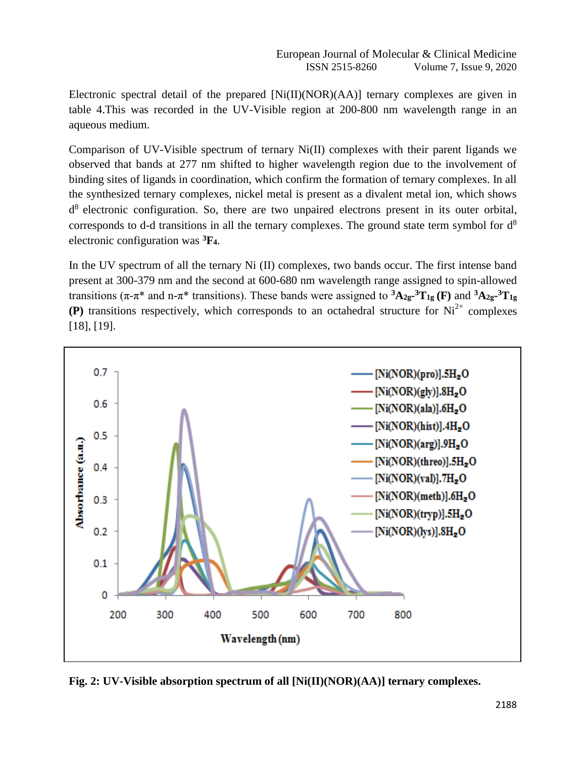Electronic spectral detail of the prepared [Ni(II)(NOR)(AA)] ternary complexes are given in table 4.This was recorded in the UV-Visible region at 200-800 nm wavelength range in an aqueous medium.

Comparison of UV-Visible spectrum of ternary Ni(II) complexes with their parent ligands we observed that bands at 277 nm shifted to higher wavelength region due to the involvement of binding sites of ligands in coordination, which confirm the formation of ternary complexes. In all the synthesized ternary complexes, nickel metal is present as a divalent metal ion, which shows $d^8$ electronic configuration. So, there are two unpaired electrons present in its outer orbital, corresponds to d-d transitions in all the ternary complexes. The ground state term symbol for $d^8$ electronic configuration was $\mathbf{^3F_4}$.

In the UV spectrum of all the ternary Ni (II) complexes, two bands occur. The first intense band present at 300-379 nm and the second at 600-680 nm wavelength range assigned to spin-allowed transitions ($\pi$-$\pi^*$ and n-$\pi^*$ transitions). These bands were assigned to $\mathbf{^3A_{2g}}$-$\mathbf{^3T_{1g}}$ **(F)** and $\mathbf{^3A_{2g}}$-$\mathbf{^3T_{1g}}$ **(P)** transitions respectively, which corresponds to an octahedral structure for $Ni^{2+}$ complexes [18], [19].

**Fig. 2: UV-Visible absorption spectrum of all [Ni(II)(NOR)(AA)] ternary complexes.**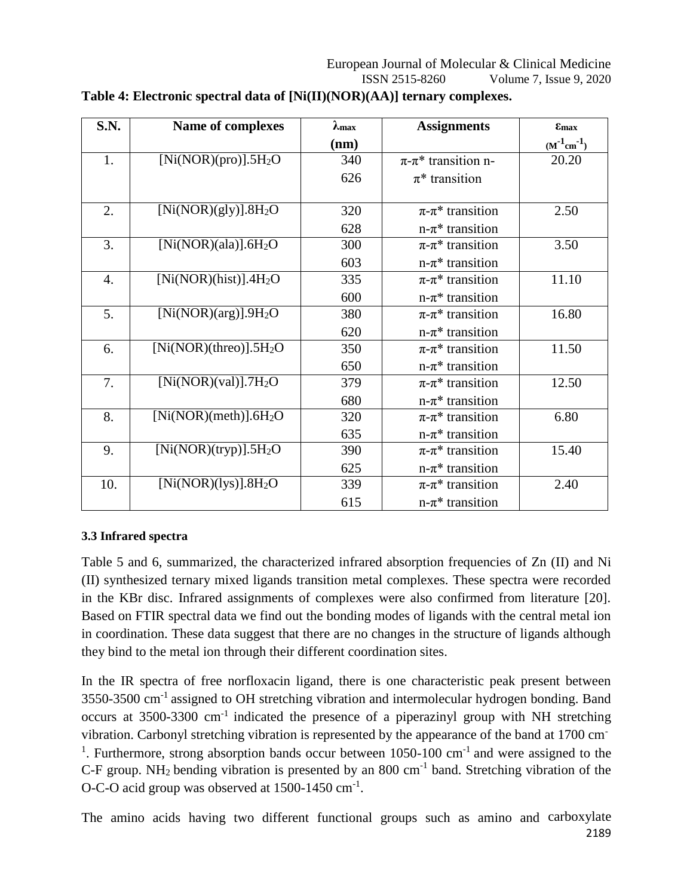**Table 4: Electronic spectral data of [Ni(II)(NOR)(AA)] ternary complexes.**

| S.N. | Name of complexes | $\lambda_{max}$ (nm) | Assignments | $\varepsilon_{max}$ ($M^{-1}cm^{-1}$) |
|---|---|---|---|---|
| 1. | [Ni(NOR)(pro)].5$H_2O$ | 340<br>626 | $\pi$-$\pi$* transition n-$\pi$* transition | 20.20 |
| 2. | [Ni(NOR)(gly)].8$H_2O$ | 320<br>628 | $\pi$-$\pi$* transition<br>n-$\pi$* transition | 2.50 |
| 3. | [Ni(NOR)(ala)].6$H_2O$ | 300<br>603 | $\pi$-$\pi$* transition<br>n-$\pi$* transition | 3.50 |
| 4. | [Ni(NOR)(hist)].4$H_2O$ | 335<br>600 | $\pi$-$\pi$* transition<br>n-$\pi$* transition | 11.10 |
| 5. | [Ni(NOR)(arg)].9$H_2O$ | 380<br>620 | $\pi$-$\pi$* transition<br>n-$\pi$* transition | 16.80 |
| 6. | [Ni(NOR)(threo)].5$H_2O$ | 350<br>650 | $\pi$-$\pi$* transition<br>n-$\pi$* transition | 11.50 |
| 7. | [Ni(NOR)(val)].7$H_2O$ | 379<br>680 | $\pi$-$\pi$* transition<br>n-$\pi$* transition | 12.50 |
| 8. | [Ni(NOR)(meth)].6$H_2O$ | 320<br>635 | $\pi$-$\pi$* transition<br>n-$\pi$* transition | 6.80 |
| 9. | [Ni(NOR)(tryp)].5$H_2O$ | 390<br>625 | $\pi$-$\pi$* transition<br>n-$\pi$* transition | 15.40 |
| 10. | [Ni(NOR)(lys)].8$H_2O$ | 339<br>615 | $\pi$-$\pi$* transition<br>n-$\pi$* transition | 2.40 |

### 3.3 Infrared spectra

Table 5 and 6, summarized, the characterized infrared absorption frequencies of Zn (II) and Ni (II) synthesized ternary mixed ligands transition metal complexes. These spectra were recorded in the KBr disc. Infrared assignments of complexes were also confirmed from literature [20]. Based on FTIR spectral data we find out the bonding modes of ligands with the central metal ion in coordination. These data suggest that there are no changes in the structure of ligands although they bind to the metal ion through their different coordination sites.

In the IR spectra of free norfloxacin ligand, there is one characteristic peak present between 3550-3500 $cm^{-1}$ assigned to OH stretching vibration and intermolecular hydrogen bonding. Band occurs at 3500-3300 $cm^{-1}$ indicated the presence of a piperazinyl group with NH stretching vibration. Carbonyl stretching vibration is represented by the appearance of the band at 1700 $cm^{-1}$. Furthermore, strong absorption bands occur between 1050-100 $cm^{-1}$ and were assigned to the C-F group. $NH_2$ bending vibration is presented by an 800 $cm^{-1}$ band. Stretching vibration of the O-C-O acid group was observed at 1500-1450 $cm^{-1}$.

The amino acids having two different functional groups such as amino and carboxylate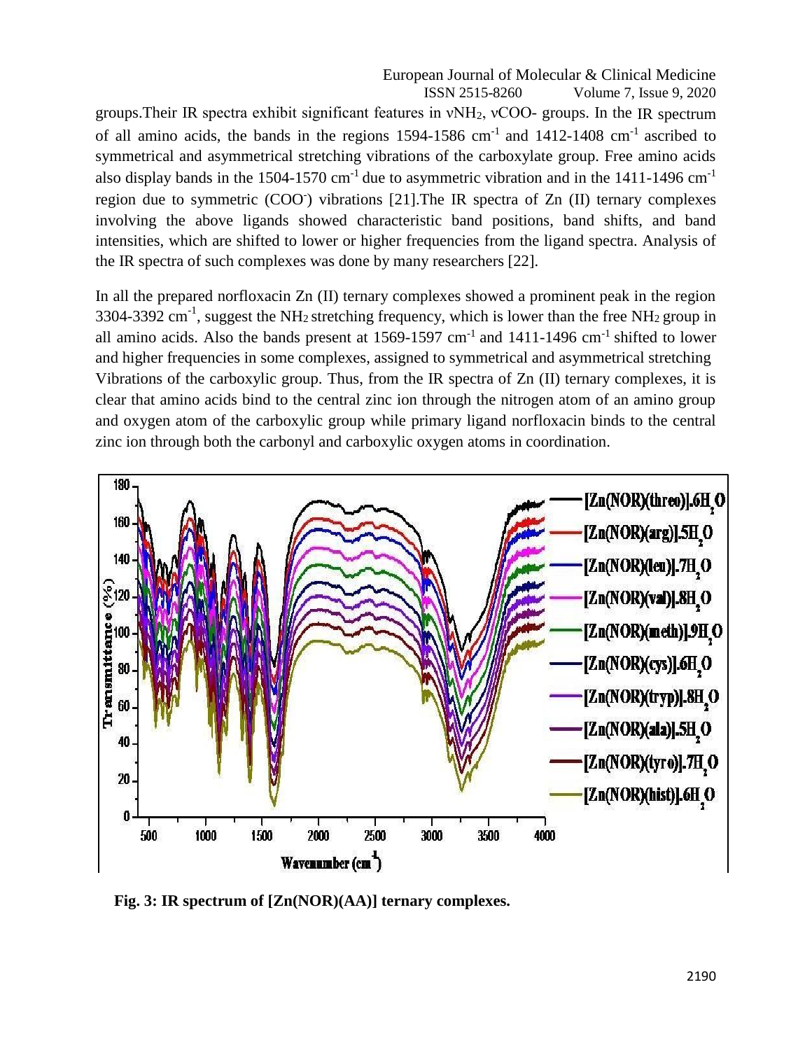groups.Their IR spectra exhibit significant features in $\nu NH_2$, $\nu COO$- groups. In the IR spectrum of all amino acids, the bands in the regions 1594-1586 $cm^{-1}$ and 1412-1408 $cm^{-1}$ ascribed to symmetrical and asymmetrical stretching vibrations of the carboxylate group. Free amino acids also display bands in the 1504-1570 $cm^{-1}$ due to asymmetric vibration and in the 1411-1496 $cm^{-1}$ region due to symmetric ($COO^-$) vibrations [21].The IR spectra of Zn (II) ternary complexes involving the above ligands showed characteristic band positions, band shifts, and band intensities, which are shifted to lower or higher frequencies from the ligand spectra. Analysis of the IR spectra of such complexes was done by many researchers [22].

In all the prepared norfloxacin Zn (II) ternary complexes showed a prominent peak in the region 3304-3392 $cm^{-1}$, suggest the $NH_2$ stretching frequency, which is lower than the free $NH_2$ group in all amino acids. Also the bands present at 1569-1597 $cm^{-1}$ and 1411-1496 $cm^{-1}$ shifted to lower and higher frequencies in some complexes, assigned to symmetrical and asymmetrical stretching Vibrations of the carboxylic group. Thus, from the IR spectra of Zn (II) ternary complexes, it is clear that amino acids bind to the central zinc ion through the nitrogen atom of an amino group and oxygen atom of the carboxylic group while primary ligand norfloxacin binds to the central zinc ion through both the carbonyl and carboxylic oxygen atoms in coordination.

**Fig. 3: IR spectrum of [Zn(NOR)(AA)] ternary complexes.**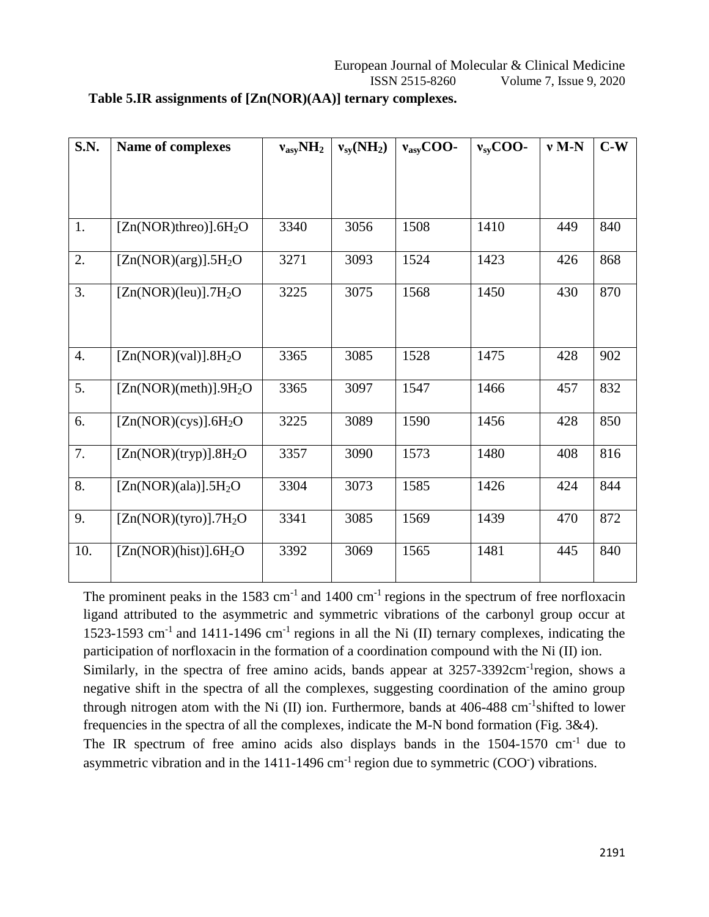**Table 5.IR assignments of [Zn(NOR)(AA)] ternary complexes.**

| S.N. | Name of complexes | $\nu_{asy}NH_2$ | $\nu_{sy}(NH_2)$ | $\nu_{asy}COO$- | $\nu_{sy}COO$- | ν M-N | C-W |
|---|---|---|---|---|---|---|---|
| 1. | [Zn(NOR)threo)].$6H_2O$ | 3340 | 3056 | 1508 | 1410 | 449 | 840 |
| 2. | [Zn(NOR)(arg)].$5H_2O$ | 3271 | 3093 | 1524 | 1423 | 426 | 868 |
| 3. | [Zn(NOR)(leu)].$7H_2O$ | 3225 | 3075 | 1568 | 1450 | 430 | 870 |
| 4. | [Zn(NOR)(val)].$8H_2O$ | 3365 | 3085 | 1528 | 1475 | 428 | 902 |
| 5. | [Zn(NOR)(meth)].$9H_2O$ | 3365 | 3097 | 1547 | 1466 | 457 | 832 |
| 6. | [Zn(NOR)(cys)].$6H_2O$ | 3225 | 3089 | 1590 | 1456 | 428 | 850 |
| 7. | [Zn(NOR)(tryp)].$8H_2O$ | 3357 | 3090 | 1573 | 1480 | 408 | 816 |
| 8. | [Zn(NOR)(ala)].$5H_2O$ | 3304 | 3073 | 1585 | 1426 | 424 | 844 |
| 9. | [Zn(NOR)(tyro)].$7H_2O$ | 3341 | 3085 | 1569 | 1439 | 470 | 872 |
| 10. | [Zn(NOR)(hist)].$6H_2O$ | 3392 | 3069 | 1565 | 1481 | 445 | 840 |

The prominent peaks in the 1583 $cm^{-1}$ and 1400 $cm^{-1}$ regions in the spectrum of free norfloxacin ligand attributed to the asymmetric and symmetric vibrations of the carbonyl group occur at 1523-1593 $cm^{-1}$ and 1411-1496 $cm^{-1}$ regions in all the Ni (II) ternary complexes, indicating the participation of norfloxacin in the formation of a coordination compound with the Ni (II) ion. Similarly, in the spectra of free amino acids, bands appear at 3257-3392$cm^{-1}$region, shows a negative shift in the spectra of all the complexes, suggesting coordination of the amino group through nitrogen atom with the Ni (II) ion. Furthermore, bands at 406-488 $cm^{-1}$shifted to lower frequencies in the spectra of all the complexes, indicate the M-N bond formation (Fig. 3&4). The IR spectrum of free amino acids also displays bands in the 1504-1570 $cm^{-1}$ due to asymmetric vibration and in the 1411-1496 $cm^{-1}$ region due to symmetric ($COO^-$) vibrations.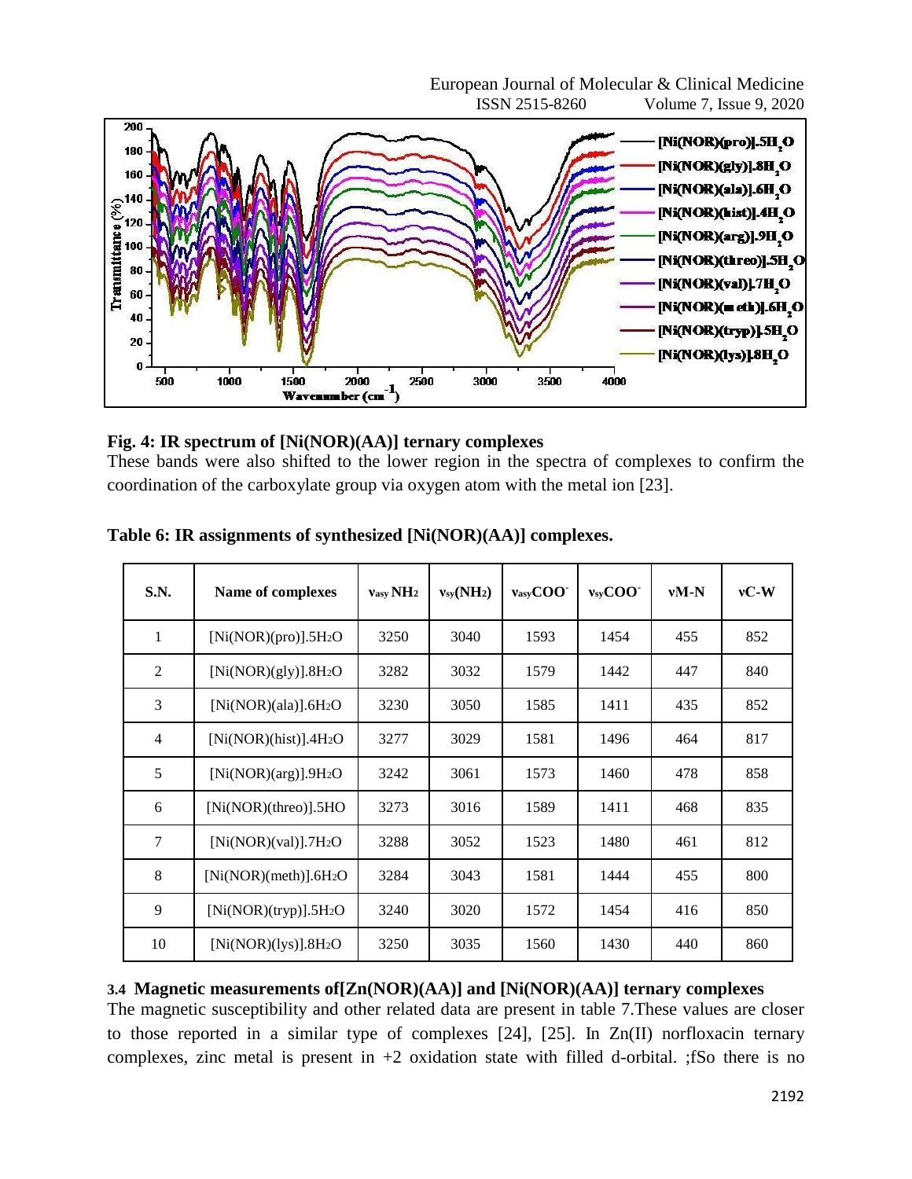Fig. 4: IR spectrum of [Ni(NOR)(AA)] ternary complexes

These bands were also shifted to the lower region in the spectra of complexes to confirm the coordination of the carboxylate group via oxygen atom with the metal ion [23].

**Table 6: IR assignments of synthesized [Ni(NOR)(AA)] complexes.**

| S.N. | Name of complexes | $\nu_{asy}$ $NH_2$ | $\nu_{sy}(NH_2)$ | $\nu_{asy}COO^-$ | $\nu_{sy}COO^-$ | νM-N | νC-W |
|---|---|---|---|---|---|---|---|
| 1 | [Ni(NOR)(pro)].5$H_2O$ | 3250 | 3040 | 1593 | 1454 | 455 | 852 |
| 2 | [Ni(NOR)(gly)].8$H_2O$ | 3282 | 3032 | 1579 | 1442 | 447 | 840 |
| 3 | [Ni(NOR)(ala)].6$H_2O$ | 3230 | 3050 | 1585 | 1411 | 435 | 852 |
| 4 | [Ni(NOR)(hist)].4$H_2O$ | 3277 | 3029 | 1581 | 1496 | 464 | 817 |
| 5 | [Ni(NOR)(arg)].9$H_2O$ | 3242 | 3061 | 1573 | 1460 | 478 | 858 |
| 6 | [Ni(NOR)(threo)].5HO | 3273 | 3016 | 1589 | 1411 | 468 | 835 |
| 7 | [Ni(NOR)(val)].7$H_2O$ | 3288 | 3052 | 1523 | 1480 | 461 | 812 |
| 8 | [Ni(NOR)(meth)].6$H_2O$ | 3284 | 3043 | 1581 | 1444 | 455 | 800 |
| 9 | [Ni(NOR)(tryp)].5$H_2O$ | 3240 | 3020 | 1572 | 1454 | 416 | 850 |
| 10 | [Ni(NOR)(lys)].8$H_2O$ | 3250 | 3035 | 1560 | 1430 | 440 | 860 |

### 3.4 Magnetic measurements of[Zn(NOR)(AA)] and [Ni(NOR)(AA)] ternary complexes

The magnetic susceptibility and other related data are present in table 7.These values are closer to those reported in a similar type of complexes [24], [25]. In Zn(II) norfloxacin ternary complexes, zinc metal is present in +2 oxidation state with filled d-orbital. ;fSo there is no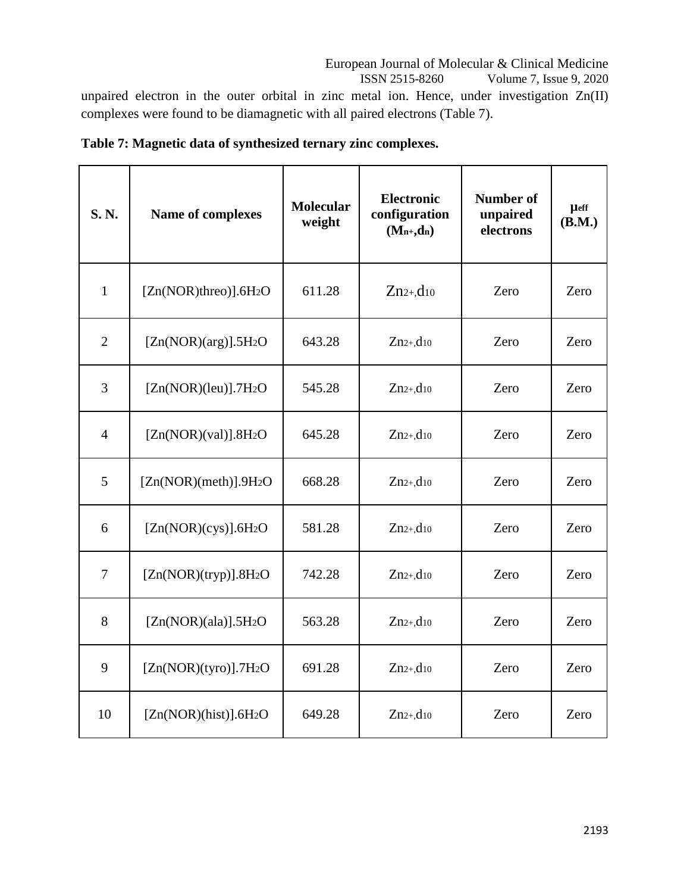unpaired electron in the outer orbital in zinc metal ion. Hence, under investigation Zn(II) complexes were found to be diamagnetic with all paired electrons (Table 7).

**Table 7: Magnetic data of synthesized ternary zinc complexes.**

| S. N. | Name of complexes | Molecular weight | Electronic configuration ($M_{n+}$,$d_n$) | Number of unpaired electrons | $\mu_{eff}$ (B.M.) |
|---|---|---|---|---|---|
| 1 | [Zn(NOR)threo)].6$H_2O$ | 611.28 | $Zn_{2+}$,$d_{10}$ | Zero | Zero |
| 2 | [Zn(NOR)(arg)].5$H_2O$ | 643.28 | $Zn_{2+}$,$d_{10}$ | Zero | Zero |
| 3 | [Zn(NOR)(leu)].7$H_2O$ | 545.28 | $Zn_{2+}$,$d_{10}$ | Zero | Zero |
| 4 | [Zn(NOR)(val)].8$H_2O$ | 645.28 | $Zn_{2+}$,$d_{10}$ | Zero | Zero |
| 5 | [Zn(NOR)(meth)].9$H_2O$ | 668.28 | $Zn_{2+}$,$d_{10}$ | Zero | Zero |
| 6 | [Zn(NOR)(cys)].6$H_2O$ | 581.28 | $Zn_{2+}$,$d_{10}$ | Zero | Zero |
| 7 | [Zn(NOR)(tryp)].8$H_2O$ | 742.28 | $Zn_{2+}$,$d_{10}$ | Zero | Zero |
| 8 | [Zn(NOR)(ala)].5$H_2O$ | 563.28 | $Zn_{2+}$,$d_{10}$ | Zero | Zero |
| 9 | [Zn(NOR)(tyro)].7$H_2O$ | 691.28 | $Zn_{2+}$,$d_{10}$ | Zero | Zero |
| 10 | [Zn(NOR)(hist)].6$H_2O$ | 649.28 | $Zn_{2+}$,$d_{10}$ | Zero | Zero |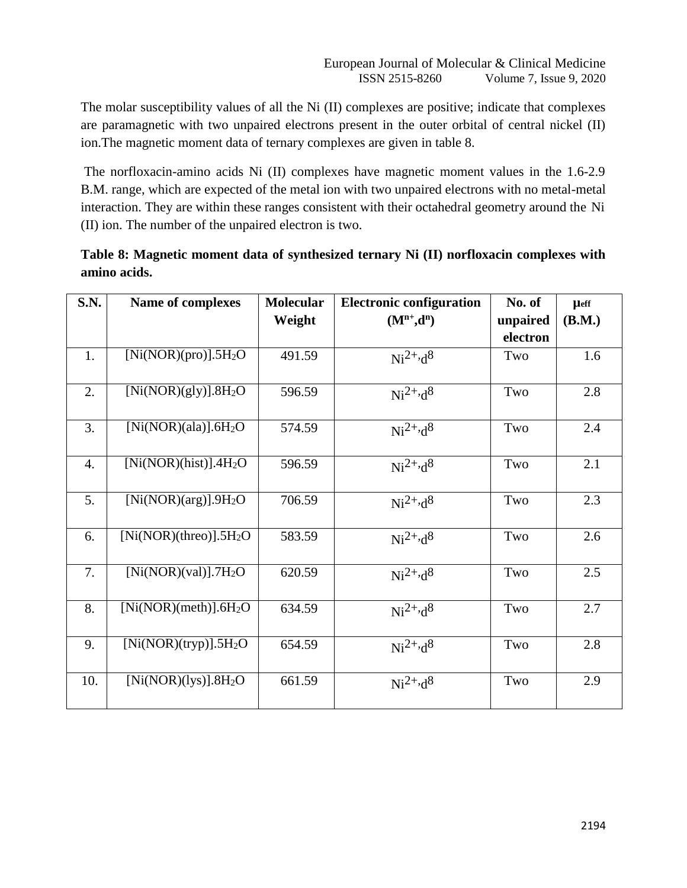The molar susceptibility values of all the Ni (II) complexes are positive; indicate that complexes are paramagnetic with two unpaired electrons present in the outer orbital of central nickel (II) ion.The magnetic moment data of ternary complexes are given in table 8.

The norfloxacin-amino acids Ni (II) complexes have magnetic moment values in the 1.6-2.9 B.M. range, which are expected of the metal ion with two unpaired electrons with no metal-metal interaction. They are within these ranges consistent with their octahedral geometry around the Ni (II) ion. The number of the unpaired electron is two.

**Table 8: Magnetic moment data of synthesized ternary Ni (II) norfloxacin complexes with amino acids.**

| S.N. | Name of complexes | Molecular Weight | Electronic configuration ($M^{n+}$,$d^n$) | No. of unpaired electron | $\mu_{eff}$ (B.M.) |
|---|---|---|---|---|---|
| 1. | [Ni(NOR)(pro)].5$H_2O$ | 491.59 | $Ni^{2+}$,$d^8$ | Two | 1.6 |
| 2. | [Ni(NOR)(gly)].8$H_2O$ | 596.59 | $Ni^{2+}$,$d^8$ | Two | 2.8 |
| 3. | [Ni(NOR)(ala)].6$H_2O$ | 574.59 | $Ni^{2+}$,$d^8$ | Two | 2.4 |
| 4. | [Ni(NOR)(hist)].4$H_2O$ | 596.59 | $Ni^{2+}$,$d^8$ | Two | 2.1 |
| 5. | [Ni(NOR)(arg)].9$H_2O$ | 706.59 | $Ni^{2+}$,$d^8$ | Two | 2.3 |
| 6. | [Ni(NOR)(threo)].5$H_2O$ | 583.59 | $Ni^{2+}$,$d^8$ | Two | 2.6 |
| 7. | [Ni(NOR)(val)].7$H_2O$ | 620.59 | $Ni^{2+}$,$d^8$ | Two | 2.5 |
| 8. | [Ni(NOR)(meth)].6$H_2O$ | 634.59 | $Ni^{2+}$,$d^8$ | Two | 2.7 |
| 9. | [Ni(NOR)(tryp)].5$H_2O$ | 654.59 | $Ni^{2+}$,$d^8$ | Two | 2.8 |
| 10. | [Ni(NOR)(lys)].8$H_2O$ | 661.59 | $Ni^{2+}$,$d^8$ | Two | 2.9 |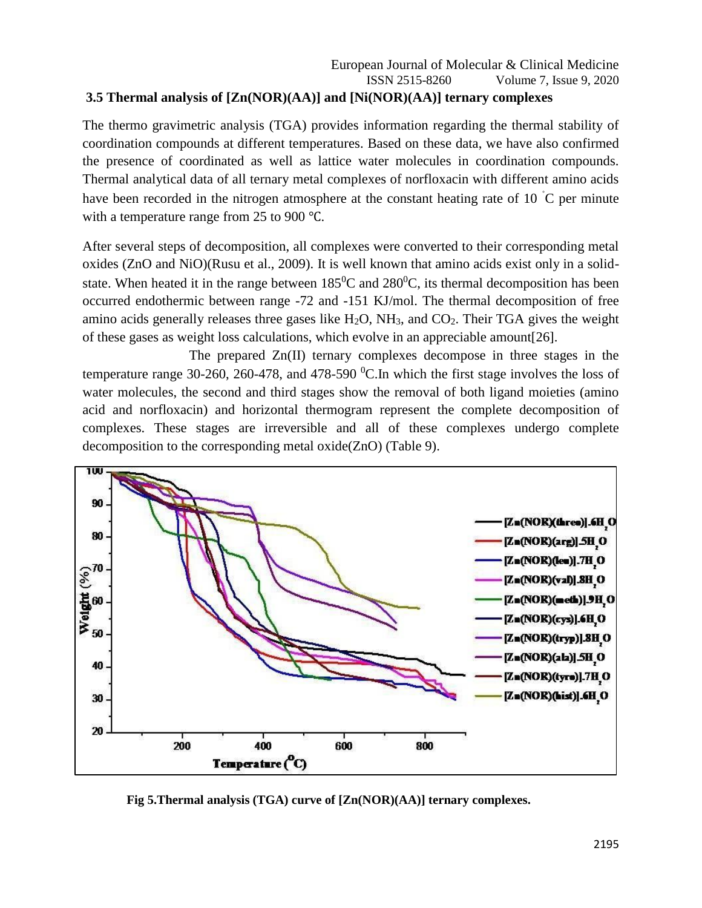### 3.5 Thermal analysis of [Zn(NOR)(AA)] and [Ni(NOR)(AA)] ternary complexes

The thermo gravimetric analysis (TGA) provides information regarding the thermal stability of coordination compounds at different temperatures. Based on these data, we have also confirmed the presence of coordinated as well as lattice water molecules in coordination compounds. Thermal analytical data of all ternary metal complexes of norfloxacin with different amino acids have been recorded in the nitrogen atmosphere at the constant heating rate of 10 °C per minute with a temperature range from 25 to 900 ℃.

After several steps of decomposition, all complexes were converted to their corresponding metal oxides (ZnO and NiO)(Rusu et al., 2009). It is well known that amino acids exist only in a solid-state. When heated it in the range between $185^0$C and $280^0$C, its thermal decomposition has been occurred endothermic between range -72 and -151 KJ/mol. The thermal decomposition of free amino acids generally releases three gases like $H_2O$, $NH_3$, and $CO_2$. Their TGA gives the weight of these gases as weight loss calculations, which evolve in an appreciable amount[26].

The prepared Zn(II) ternary complexes decompose in three stages in the temperature range 30-260, 260-478, and 478-590 $^0$C.In which the first stage involves the loss of water molecules, the second and third stages show the removal of both ligand moieties (amino acid and norfloxacin) and horizontal thermogram represent the complete decomposition of complexes. These stages are irreversible and all of these complexes undergo complete decomposition to the corresponding metal oxide(ZnO) (Table 9).

**Fig 5.Thermal analysis (TGA) curve of [Zn(NOR)(AA)] ternary complexes.**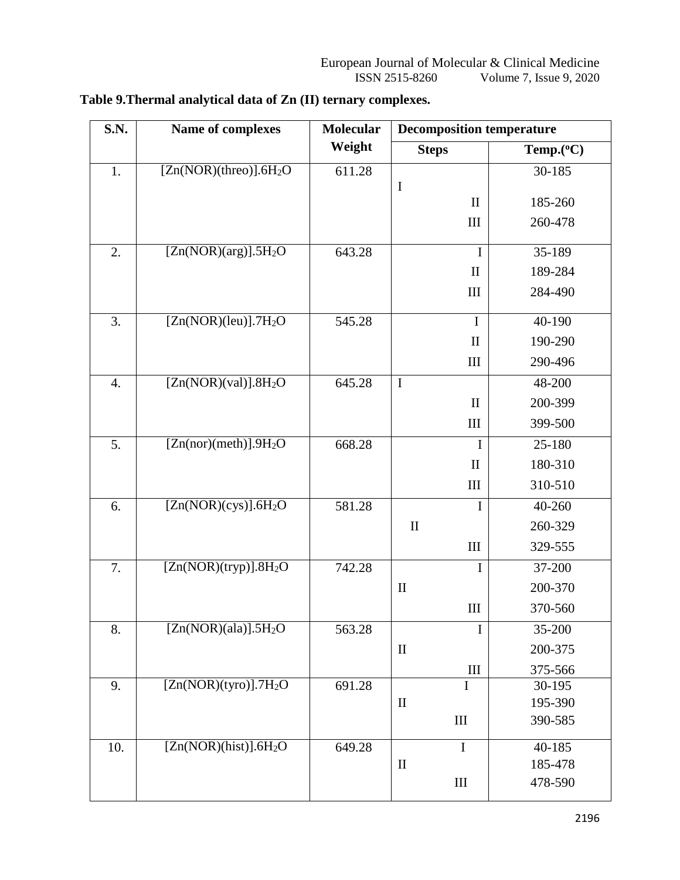**Table 9.Thermal analytical data of Zn (II) ternary complexes.**

| S.N. | Name of complexes | Molecular Weight | Decomposition temperature | |
|---|---|---|---|---|
| | | | Steps | Temp.($^oC$) |
| 1. | [Zn(NOR)(threo)].6$H_2O$ | 611.28 | I | 30-185 |
| | | | II | 185-260 |
| | | | III | 260-478 |
| 2. | [Zn(NOR)(arg)].5$H_2O$ | 643.28 | I | 35-189 |
| | | | II | 189-284 |
| | | | III | 284-490 |
| 3. | [Zn(NOR)(leu)].7$H_2O$ | 545.28 | I | 40-190 |
| | | | II | 190-290 |
| | | | III | 290-496 |
| 4. | [Zn(NOR)(val)].8$H_2O$ | 645.28 | I | 48-200 |
| | | | II | 200-399 |
| | | | III | 399-500 |
| 5. | [Zn(nor)(meth)].9$H_2O$ | 668.28 | I | 25-180 |
| | | | II | 180-310 |
| | | | III | 310-510 |
| 6. | [Zn(NOR)(cys)].6$H_2O$ | 581.28 | I | 40-260 |
| | | | II | 260-329 |
| | | | III | 329-555 |
| 7. | [Zn(NOR)(tryp)].8$H_2O$ | 742.28 | I | 37-200 |
| | | | II | 200-370 |
| | | | III | 370-560 |
| 8. | [Zn(NOR)(ala)].5$H_2O$ | 563.28 | I | 35-200 |
| | | | II | 200-375 |
| | | | III | 375-566 |
| 9. | [Zn(NOR)(tyro)].7$H_2O$ | 691.28 | I | 30-195 |
| | | | II | 195-390 |
| | | | III | 390-585 |
| 10. | [Zn(NOR)(hist)].6$H_2O$ | 649.28 | I | 40-185 |
| | | | II | 185-478 |
| | | | III | 478-590 |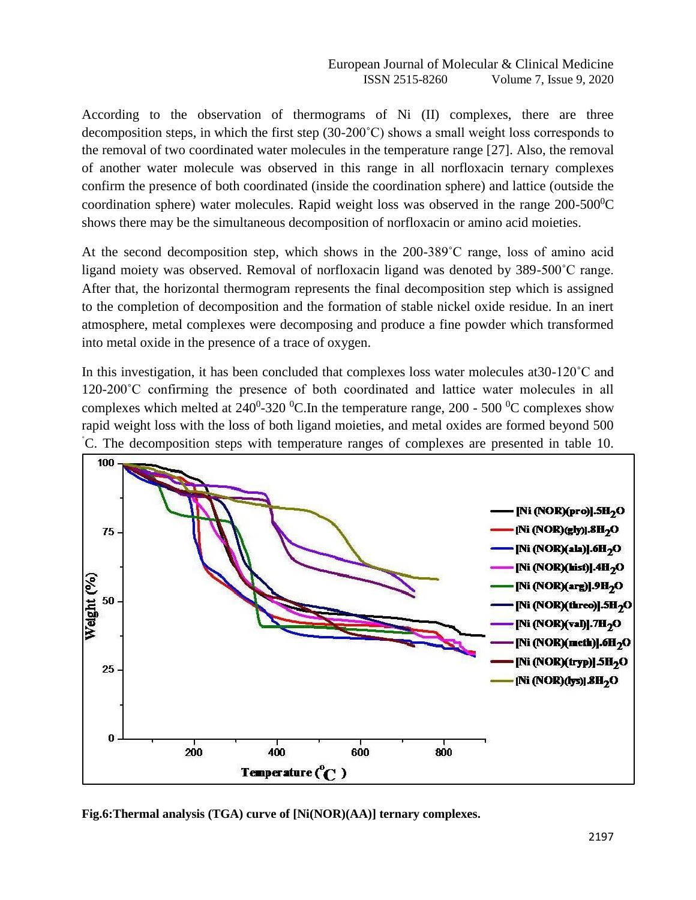According to the observation of thermograms of Ni (II) complexes, there are three decomposition steps, in which the first step (30-200˚C) shows a small weight loss corresponds to the removal of two coordinated water molecules in the temperature range [27]. Also, the removal of another water molecule was observed in this range in all norfloxacin ternary complexes confirm the presence of both coordinated (inside the coordination sphere) and lattice (outside the coordination sphere) water molecules. Rapid weight loss was observed in the range 200-500$^0$C shows there may be the simultaneous decomposition of norfloxacin or amino acid moieties.

At the second decomposition step, which shows in the 200-389˚C range, loss of amino acid ligand moiety was observed. Removal of norfloxacin ligand was denoted by 389-500˚C range. After that, the horizontal thermogram represents the final decomposition step which is assigned to the completion of decomposition and the formation of stable nickel oxide residue. In an inert atmosphere, metal complexes were decomposing and produce a fine powder which transformed into metal oxide in the presence of a trace of oxygen.

In this investigation, it has been concluded that complexes loss water molecules at30-120˚C and 120-200˚C confirming the presence of both coordinated and lattice water molecules in all complexes which melted at 240$^0$-320 $^0$C.In the temperature range, 200 - 500 $^0$C complexes show rapid weight loss with the loss of both ligand moieties, and metal oxides are formed beyond 500 ˚C. The decomposition steps with temperature ranges of complexes are presented in table 10.

**Fig.6:Thermal analysis (TGA) curve of [Ni(NOR)(AA)] ternary complexes.**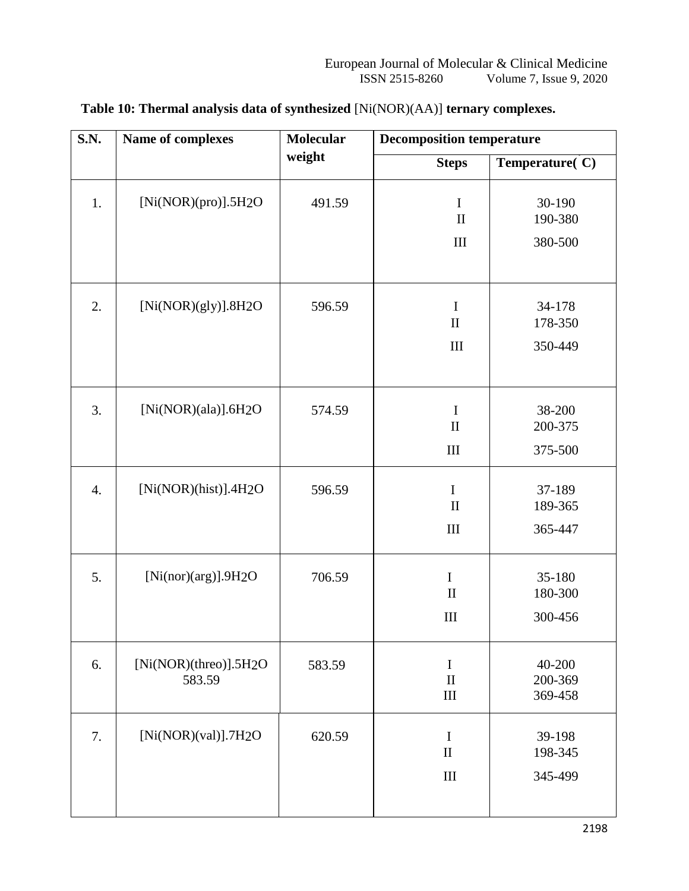**Table 10: Thermal analysis data of synthesized [Ni(NOR)(AA)] ternary complexes.**

| S.N. | Name of complexes | Molecular weight | Decomposition temperature | |
|---|---|---|---|---|
| | | | Steps | Temperature(°C) |
| 1. | [Ni(NOR)(pro)].5$H_2O$ | 491.59 | I<br>II<br>III | 30-190<br>190-380<br>380-500 |
| 2. | [Ni(NOR)(gly)].8$H_2O$ | 596.59 | I<br>II<br>III | 34-178<br>178-350<br>350-449 |
| 3. | [Ni(NOR)(ala)].6$H_2O$ | 574.59 | I<br>II<br>III | 38-200<br>200-375<br>375-500 |
| 4. | [Ni(NOR)(hist)].4$H_2O$ | 596.59 | I<br>II<br>III | 37-189<br>189-365<br>365-447 |
| 5. | [Ni(nor)(arg)].9$H_2O$ | 706.59 | I<br>II<br>III | 35-180<br>180-300<br>300-456 |
| 6. | [Ni(NOR)(threo)].5$H_2O$ 583.59 | 583.59 | I<br>II<br>III | 40-200<br>200-369<br>369-458 |
| 7. | [Ni(NOR)(val)].7$H_2O$ | 620.59 | I<br>II<br>III | 39-198<br>198-345<br>345-499 |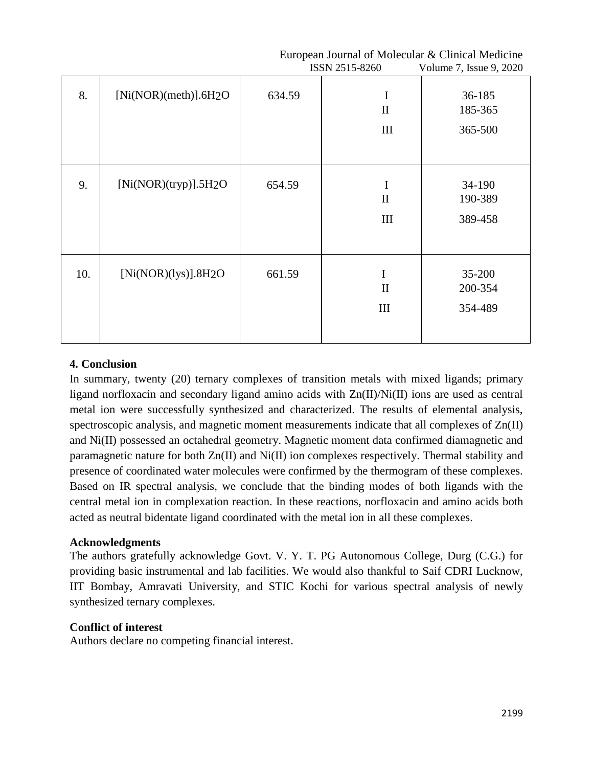| 8. | $[Ni(NOR)(meth)].6H_2O$ | 634.59 | I<br>II<br>III | 36-185<br>185-365<br>365-500 |
|---|---|---|---|---|
| 9. | $[Ni(NOR)(tryp)].5H_2O$ | 654.59 | I<br>II<br>III | 34-190<br>190-389<br>389-458 |
| 10. | $[Ni(NOR)(lys)].8H_2O$ | 661.59 | I<br>II<br>III | 35-200<br>200-354<br>354-489 |

## 4. Conclusion

In summary, twenty (20) ternary complexes of transition metals with mixed ligands; primary ligand norfloxacin and secondary ligand amino acids with Zn(II)/Ni(II) ions are used as central metal ion were successfully synthesized and characterized. The results of elemental analysis, spectroscopic analysis, and magnetic moment measurements indicate that all complexes of Zn(II) and Ni(II) possessed an octahedral geometry. Magnetic moment data confirmed diamagnetic and paramagnetic nature for both Zn(II) and Ni(II) ion complexes respectively. Thermal stability and presence of coordinated water molecules were confirmed by the thermogram of these complexes. Based on IR spectral analysis, we conclude that the binding modes of both ligands with the central metal ion in complexation reaction. In these reactions, norfloxacin and amino acids both acted as neutral bidentate ligand coordinated with the metal ion in all these complexes.

### Acknowledgments

The authors gratefully acknowledge Govt. V. Y. T. PG Autonomous College, Durg (C.G.) for providing basic instrumental and lab facilities. We would also thankful to Saif CDRI Lucknow, IIT Bombay, Amravati University, and STIC Kochi for various spectral analysis of newly synthesized ternary complexes.

### Conflict of interest

Authors declare no competing financial interest.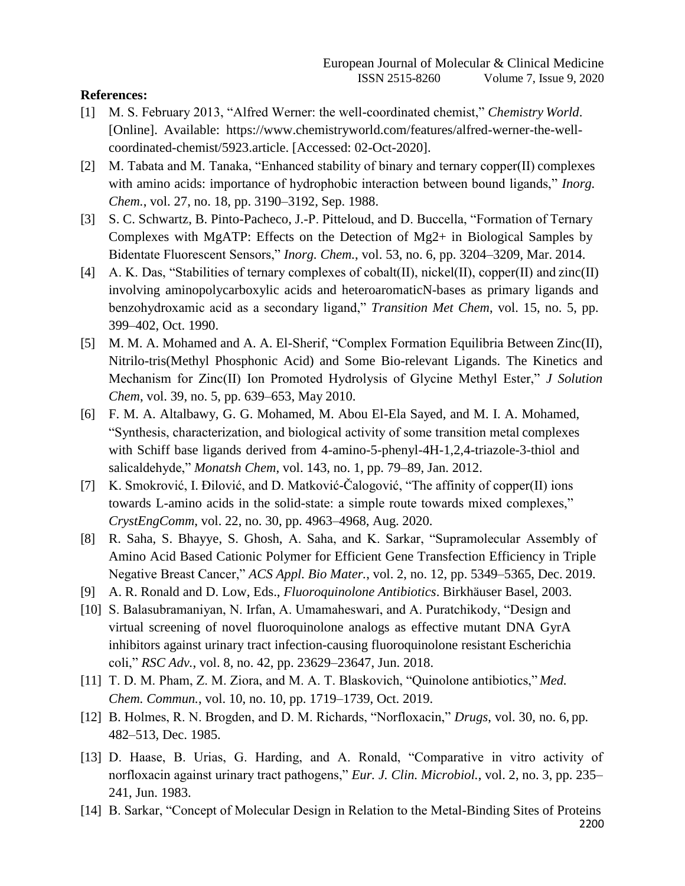**References:**

[1] M. S. February 2013, "Alfred Werner: the well-coordinated chemist," *Chemistry World*. [Online]. Available: https://www.chemistryworld.com/features/alfred-werner-the-well-coordinated-chemist/5923.article. [Accessed: 02-Oct-2020].

[2] M. Tabata and M. Tanaka, "Enhanced stability of binary and ternary copper(II) complexes with amino acids: importance of hydrophobic interaction between bound ligands," *Inorg. Chem.*, vol. 27, no. 18, pp. 3190–3192, Sep. 1988.

[3] S. C. Schwartz, B. Pinto-Pacheco, J.-P. Pitteloud, and D. Buccella, "Formation of Ternary Complexes with MgATP: Effects on the Detection of Mg2+ in Biological Samples by Bidentate Fluorescent Sensors," *Inorg. Chem.*, vol. 53, no. 6, pp. 3204–3209, Mar. 2014.

[4] A. K. Das, "Stabilities of ternary complexes of cobalt(II), nickel(II), copper(II) and zinc(II) involving aminopolycarboxylic acids and heteroaromaticN-bases as primary ligands and benzohydroxamic acid as a secondary ligand," *Transition Met Chem*, vol. 15, no. 5, pp. 399–402, Oct. 1990.

[5] M. M. A. Mohamed and A. A. El-Sherif, "Complex Formation Equilibria Between Zinc(II), Nitrilo-tris(Methyl Phosphonic Acid) and Some Bio-relevant Ligands. The Kinetics and Mechanism for Zinc(II) Ion Promoted Hydrolysis of Glycine Methyl Ester," *J Solution Chem*, vol. 39, no. 5, pp. 639–653, May 2010.

[6] F. M. A. Altalbawy, G. G. Mohamed, M. Abou El-Ela Sayed, and M. I. A. Mohamed, "Synthesis, characterization, and biological activity of some transition metal complexes with Schiff base ligands derived from 4-amino-5-phenyl-4H-1,2,4-triazole-3-thiol and salicaldehyde," *Monatsh Chem*, vol. 143, no. 1, pp. 79–89, Jan. 2012.

[7] K. Smoković, I. Đilović, and D. Matković-Čalogović, "The affinity of copper(II) ions towards L-amino acids in the solid-state: a simple route towards mixed complexes," *CrystEngComm*, vol. 22, no. 30, pp. 4963–4968, Aug. 2020.

[8] R. Saha, S. Bhayye, S. Ghosh, A. Saha, and K. Sarkar, "Supramolecular Assembly of Amino Acid Based Cationic Polymer for Efficient Gene Transfection Efficiency in Triple Negative Breast Cancer," *ACS Appl. Bio Mater.*, vol. 2, no. 12, pp. 5349–5365, Dec. 2019.

[9] A. R. Ronald and D. Low, Eds., *Fluoroquinolone Antibiotics*. Birkhäuser Basel, 2003.

[10] S. Balasubramaniyan, N. Irfan, A. Umamaheswari, and A. Puratchikody, "Design and virtual screening of novel fluoroquinolone analogs as effective mutant DNA GyrA inhibitors against urinary tract infection-causing fluoroquinolone resistant Escherichia coli," *RSC Adv.*, vol. 8, no. 42, pp. 23629–23647, Jun. 2018.

[11] T. D. M. Pham, Z. M. Ziora, and M. A. T. Blaskovich, "Quinolone antibiotics," *Med. Chem. Commun.*, vol. 10, no. 10, pp. 1719–1739, Oct. 2019.

[12] B. Holmes, R. N. Brogden, and D. M. Richards, "Norfloxacin," *Drugs*, vol. 30, no. 6, pp. 482–513, Dec. 1985.

[13] D. Haase, B. Urias, G. Harding, and A. Ronald, "Comparative in vitro activity of norfloxacin against urinary tract pathogens," *Eur. J. Clin. Microbiol.*, vol. 2, no. 3, pp. 235–241, Jun. 1983.

[14] B. Sarkar, "Concept of Molecular Design in Relation to the Metal-Binding Sites of Proteins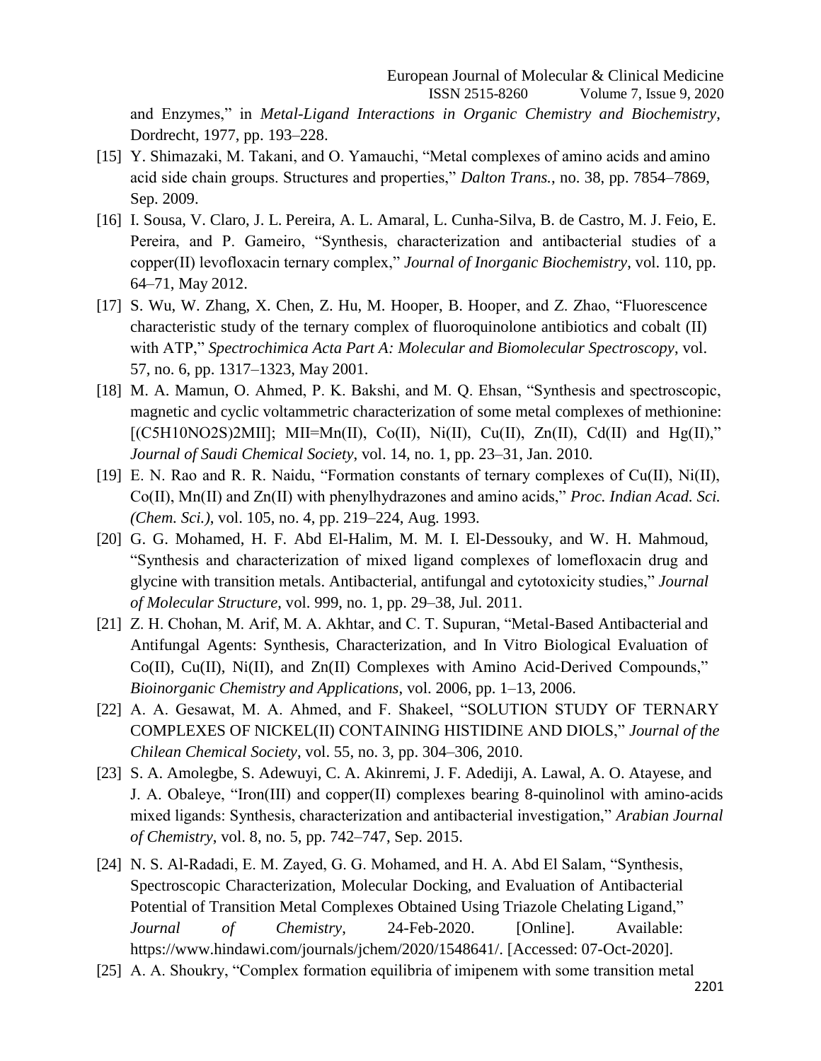and Enzymes," in *Metal-Ligand Interactions in Organic Chemistry and Biochemistry*, Dordrecht, 1977, pp. 193–228.

[15] Y. Shimazaki, M. Takani, and O. Yamauchi, "Metal complexes of amino acids and amino acid side chain groups. Structures and properties," *Dalton Trans.*, no. 38, pp. 7854–7869, Sep. 2009.

[16] I. Sousa, V. Claro, J. L. Pereira, A. L. Amaral, L. Cunha-Silva, B. de Castro, M. J. Feio, E. Pereira, and P. Gameiro, "Synthesis, characterization and antibacterial studies of a copper(II) levofloxacin ternary complex," *Journal of Inorganic Biochemistry*, vol. 110, pp. 64–71, May 2012.

[17] S. Wu, W. Zhang, X. Chen, Z. Hu, M. Hooper, B. Hooper, and Z. Zhao, "Fluorescence characteristic study of the ternary complex of fluoroquinolone antibiotics and cobalt (II) with ATP," *Spectrochimica Acta Part A: Molecular and Biomolecular Spectroscopy*, vol. 57, no. 6, pp. 1317–1323, May 2001.

[18] M. A. Mamun, O. Ahmed, P. K. Bakshi, and M. Q. Ehsan, "Synthesis and spectroscopic, magnetic and cyclic voltammetric characterization of some metal complexes of methionine: [(C5H10NO2S)2MII]; MII=Mn(II), Co(II), Ni(II), Cu(II), Zn(II), Cd(II) and Hg(II)," *Journal of Saudi Chemical Society*, vol. 14, no. 1, pp. 23–31, Jan. 2010.

[19] E. N. Rao and R. R. Naidu, "Formation constants of ternary complexes of Cu(II), Ni(II), Co(II), Mn(II) and Zn(II) with phenylhydrazones and amino acids," *Proc. Indian Acad. Sci. (Chem. Sci.)*, vol. 105, no. 4, pp. 219–224, Aug. 1993.

[20] G. G. Mohamed, H. F. Abd El-Halim, M. M. I. El-Dessouky, and W. H. Mahmoud, "Synthesis and characterization of mixed ligand complexes of lomefloxacin drug and glycine with transition metals. Antibacterial, antifungal and cytotoxicity studies," *Journal of Molecular Structure*, vol. 999, no. 1, pp. 29–38, Jul. 2011.

[21] Z. H. Chohan, M. Arif, M. A. Akhtar, and C. T. Supuran, "Metal-Based Antibacterial and Antifungal Agents: Synthesis, Characterization, and In Vitro Biological Evaluation of Co(II), Cu(II), Ni(II), and Zn(II) Complexes with Amino Acid-Derived Compounds," *Bioinorganic Chemistry and Applications*, vol. 2006, pp. 1–13, 2006.

[22] A. A. Gesawat, M. A. Ahmed, and F. Shakeel, "SOLUTION STUDY OF TERNARY COMPLEXES OF NICKEL(II) CONTAINING HISTIDINE AND DIOLS," *Journal of the Chilean Chemical Society*, vol. 55, no. 3, pp. 304–306, 2010.

[23] S. A. Amolegbe, S. Adewuyi, C. A. Akinremi, J. F. Adediji, A. Lawal, A. O. Atayese, and J. A. Obaleye, "Iron(III) and copper(II) complexes bearing 8-quinolinol with amino-acids mixed ligands: Synthesis, characterization and antibacterial investigation," *Arabian Journal of Chemistry*, vol. 8, no. 5, pp. 742–747, Sep. 2015.

[24] N. S. Al-Radadi, E. M. Zayed, G. G. Mohamed, and H. A. Abd El Salam, "Synthesis, Spectroscopic Characterization, Molecular Docking, and Evaluation of Antibacterial Potential of Transition Metal Complexes Obtained Using Triazole Chelating Ligand," *Journal of Chemistry*, 24-Feb-2020. [Online]. Available: https://www.hindawi.com/journals/jchem/2020/1548641/. [Accessed: 07-Oct-2020].

[25] A. A. Shoukry, "Complex formation equilibria of imipenem with some transition metal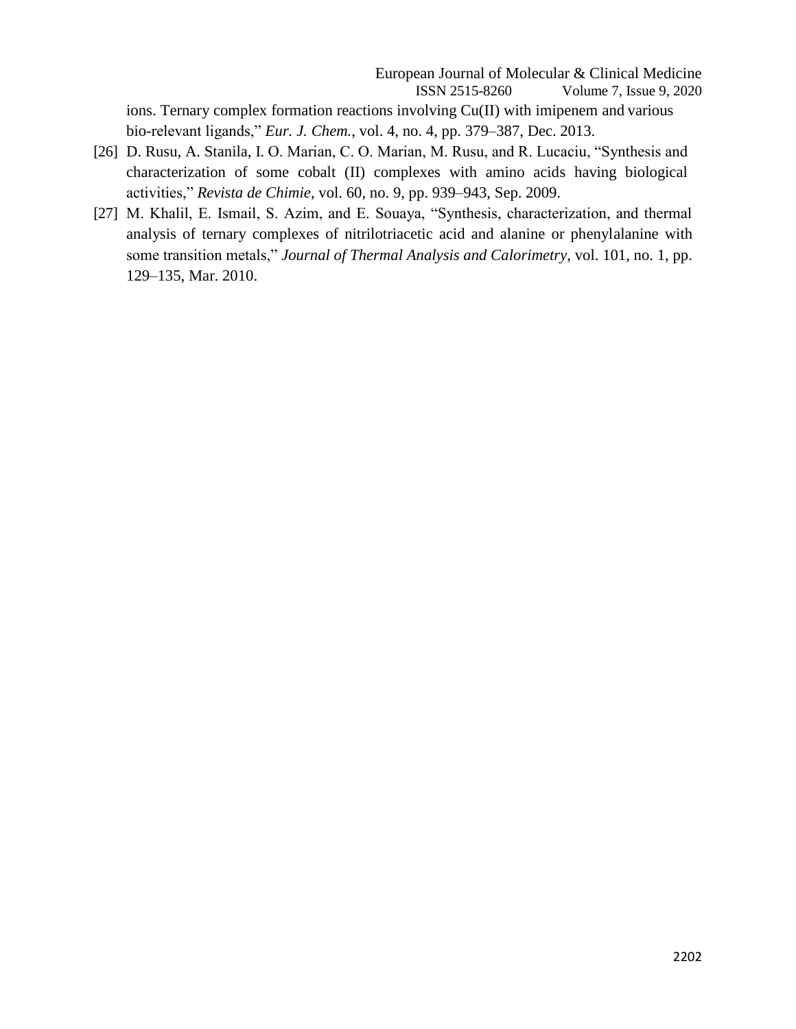ions. Ternary complex formation reactions involving Cu(II) with imipenem and various bio-relevant ligands," *Eur. J. Chem.*, vol. 4, no. 4, pp. 379–387, Dec. 2013.

[26] D. Rusu, A. Stanila, I. O. Marian, C. O. Marian, M. Rusu, and R. Lucaciu, "Synthesis and characterization of some cobalt (II) complexes with amino acids having biological activities," *Revista de Chimie*, vol. 60, no. 9, pp. 939–943, Sep. 2009.

[27] M. Khalil, E. Ismail, S. Azim, and E. Souaya, "Synthesis, characterization, and thermal analysis of ternary complexes of nitrilotriacetic acid and alanine or phenylalanine with some transition metals," *Journal of Thermal Analysis and Calorimetry*, vol. 101, no. 1, pp. 129–135, Mar. 2010.